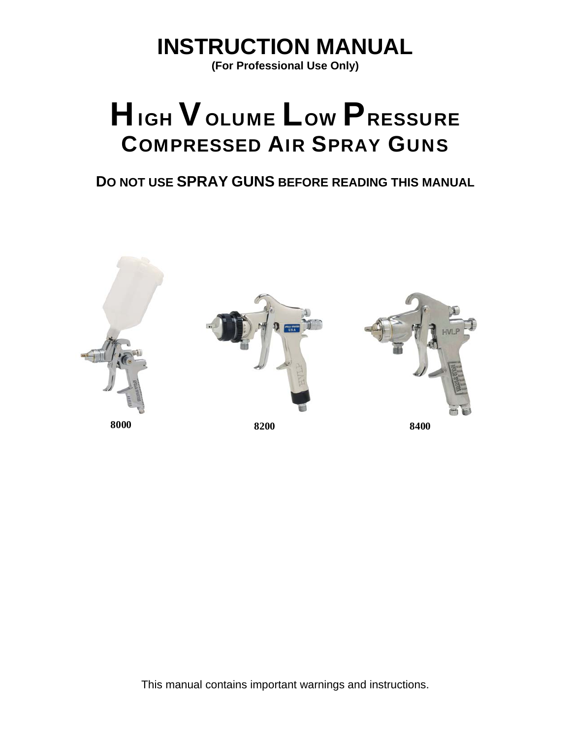# INSTRUCTION MANUAL

**(For Professional Use Only)**

# HIGH VOLUME LOW PRESSURE COMPRESSED AIR SPRAY GUNS

**DO NOT USE SPRAY GUNS BEFORE READING THIS MANUAL**

8000 8200 8400

This manual contains important warnings and instructions.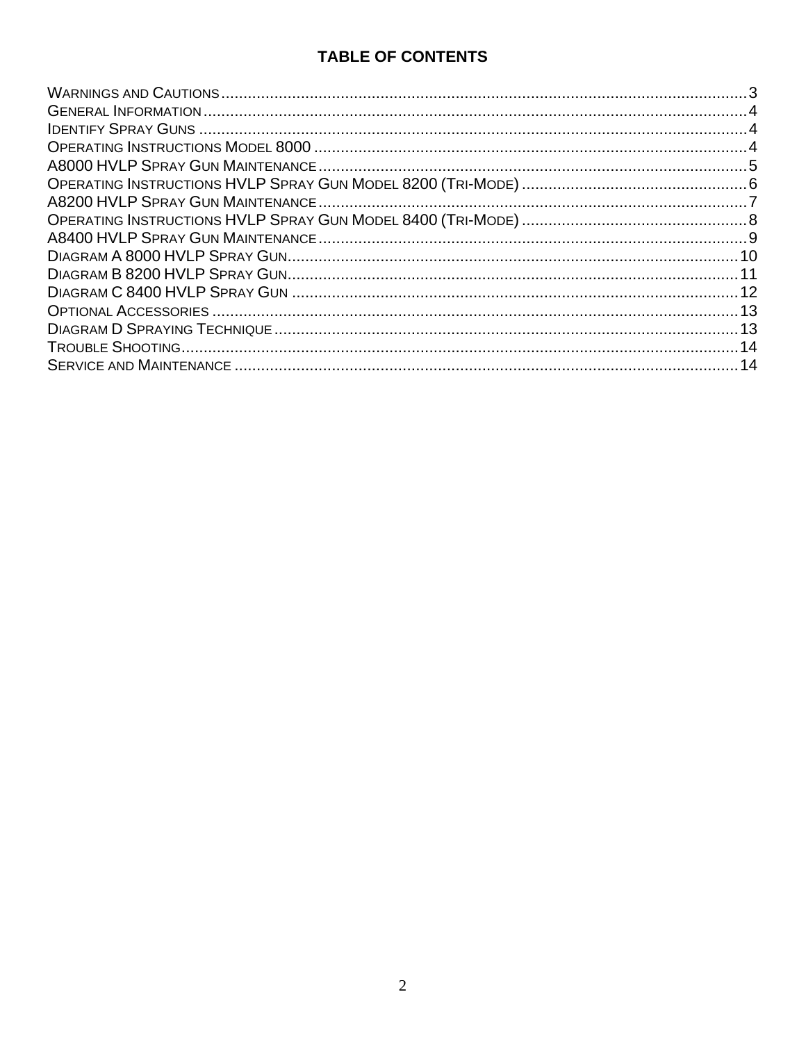## TABLE OF CONTENTS

WARNINGS AND CAUTIONS .......... 3
GENERAL INFORMATION .......... 4
IDENTIFY SPRAY GUNS .......... 4
OPERATING INSTRUCTIONS MODEL 8000 .......... 4
A8000 HVLP SPRAY GUN MAINTENANCE .......... 5
OPERATING INSTRUCTIONS HVLP SPRAY GUN MODEL 8200 (TRI-MODE) .......... 6
A8200 HVLP SPRAY GUN MAINTENANCE .......... 7
OPERATING INSTRUCTIONS HVLP SPRAY GUN MODEL 8400 (TRI-MODE) .......... 8
A8400 HVLP SPRAY GUN MAINTENANCE .......... 9
DIAGRAM A 8000 HVLP SPRAY GUN .......... 10
DIAGRAM B 8200 HVLP SPRAY GUN .......... 11
DIAGRAM C 8400 HVLP SPRAY GUN .......... 12
OPTIONAL ACCESSORIES .......... 13
DIAGRAM D SPRAYING TECHNIQUE .......... 13
TROUBLE SHOOTING .......... 14
SERVICE AND MAINTENANCE .......... 14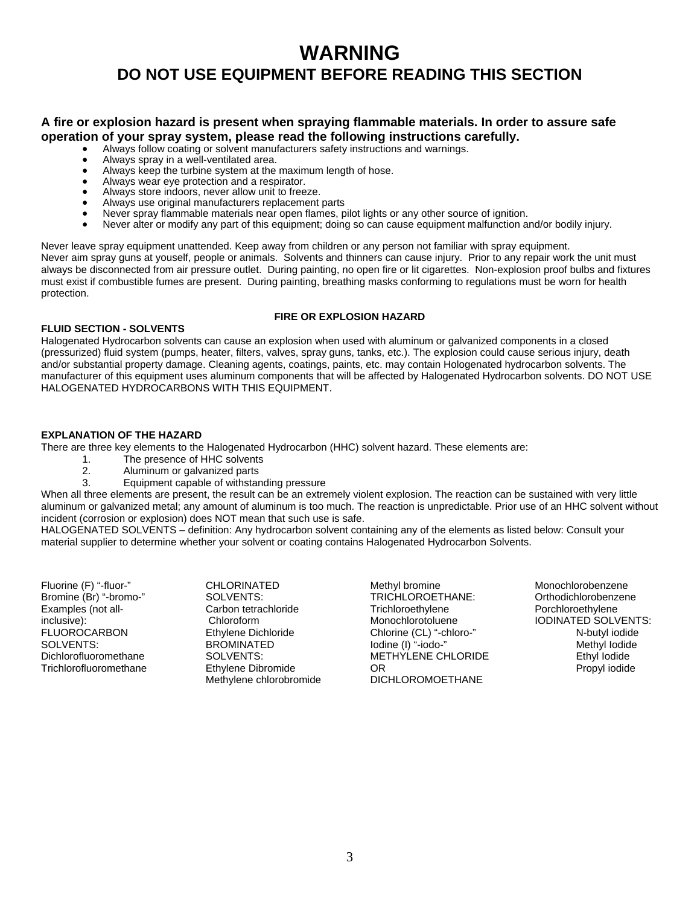# WARNING

## DO NOT USE EQUIPMENT BEFORE READING THIS SECTION

**A fire or explosion hazard is present when spraying flammable materials. In order to assure safe operation of your spray system, please read the following instructions carefully.**

- Always follow coating or solvent manufacturers safety instructions and warnings.
- Always spray in a well-ventilated area.
- Always keep the turbine system at the maximum length of hose.
- Always wear eye protection and a respirator.
- Always store indoors, never allow unit to freeze.
- Always use original manufacturers replacement parts
- Never spray flammable materials near open flames, pilot lights or any other source of ignition.
- Never alter or modify any part of this equipment; doing so can cause equipment malfunction and/or bodily injury.

Never leave spray equipment unattended. Keep away from children or any person not familiar with spray equipment. Never aim spray guns at youself, people or animals. Solvents and thinners can cause injury. Prior to any repair work the unit must always be disconnected from air pressure outlet. During painting, no open fire or lit cigarettes. Non-explosion proof bulbs and fixtures must exist if combustible fumes are present. During painting, breathing masks conforming to regulations must be worn for health protection.

**FIRE OR EXPLOSION HAZARD**

**FLUID SECTION - SOLVENTS**

Halogenated Hydrocarbon solvents can cause an explosion when used with aluminum or galvanized components in a closed (pressurized) fluid system (pumps, heater, filters, valves, spray guns, tanks, etc.). The explosion could cause serious injury, death and/or substantial property damage. Cleaning agents, coatings, paints, etc. may contain Hologenated hydrocarbon solvents. The manufacturer of this equipment uses aluminum components that will be affected by Halogenated Hydrocarbon solvents. DO NOT USE HALOGENATED HYDROCARBONS WITH THIS EQUIPMENT.

**EXPLANATION OF THE HAZARD**

There are three key elements to the Halogenated Hydrocarbon (HHC) solvent hazard. These elements are:

1. The presence of HHC solvents
2. Aluminum or galvanized parts
3. Equipment capable of withstanding pressure

When all three elements are present, the result can be an extremely violent explosion. The reaction can be sustained with very little aluminum or galvanized metal; any amount of aluminum is too much. The reaction is unpredictable. Prior use of an HHC solvent without incident (corrosion or explosion) does NOT mean that such use is safe.

HALOGENATED SOLVENTS – definition: Any hydrocarbon solvent containing any of the elements as listed below: Consult your material supplier to determine whether your solvent or coating contains Halogenated Hydrocarbon Solvents.

Fluorine (F) "-fluor-"
Bromine (Br) "-bromo-"
Examples (not all-inclusive):
FLUOROCARBON SOLVENTS:
Dichlorofluoromethane
Trichlorofluoromethane

CHLORINATED SOLVENTS:
Carbon tetrachloride
Chloroform
Ethylene Dichloride
BROMINATED SOLVENTS:
Ethylene Dibromide
Methylene chlorobromide

Methyl bromine
TRICHLOROETHANE:
Trichloroethylene
Monochlorotoluene
Chlorine (CL) "-chloro-"
Iodine (I) "-iodo-"
METHYLENE CHLORIDE OR DICHLOROMOETHANE

Monochlorobenzene
Orthodichlorobenzene
Porchloroethylene
IODINATED SOLVENTS:
N-butyl iodide
Methyl Iodide
Ethyl Iodide
Propyl iodide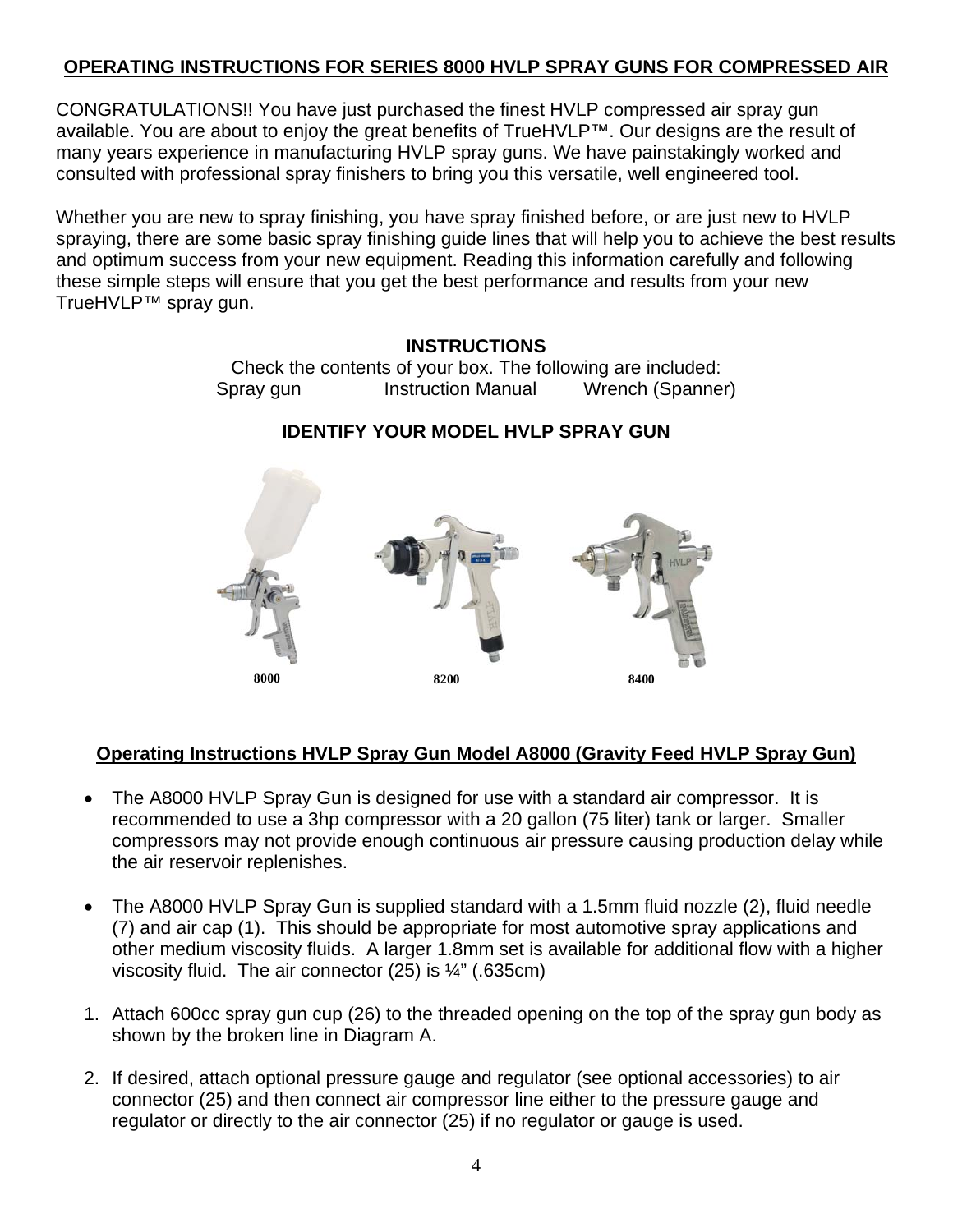## OPERATING INSTRUCTIONS FOR SERIES 8000 HVLP SPRAY GUNS FOR COMPRESSED AIR

CONGRATULATIONS!! You have just purchased the finest HVLP compressed air spray gun available. You are about to enjoy the great benefits of TrueHVLP™. Our designs are the result of many years experience in manufacturing HVLP spray guns. We have painstakingly worked and consulted with professional spray finishers to bring you this versatile, well engineered tool.

Whether you are new to spray finishing, you have spray finished before, or are just new to HVLP spraying, there are some basic spray finishing guide lines that will help you to achieve the best results and optimum success from your new equipment. Reading this information carefully and following these simple steps will ensure that you get the best performance and results from your new TrueHVLP™ spray gun.

### INSTRUCTIONS

Check the contents of your box. The following are included:
Spray gun    Instruction Manual    Wrench (Spanner)

### IDENTIFY YOUR MODEL HVLP SPRAY GUN

8000    8200    8400

## Operating Instructions HVLP Spray Gun Model A8000 (Gravity Feed HVLP Spray Gun)

- The A8000 HVLP Spray Gun is designed for use with a standard air compressor. It is recommended to use a 3hp compressor with a 20 gallon (75 liter) tank or larger. Smaller compressors may not provide enough continuous air pressure causing production delay while the air reservoir replenishes.
- The A8000 HVLP Spray Gun is supplied standard with a 1.5mm fluid nozzle (2), fluid needle (7) and air cap (1). This should be appropriate for most automotive spray applications and other medium viscosity fluids. A larger 1.8mm set is available for additional flow with a higher viscosity fluid. The air connector (25) is ¼" (.635cm)

1. Attach 600cc spray gun cup (26) to the threaded opening on the top of the spray gun body as shown by the broken line in Diagram A.
2. If desired, attach optional pressure gauge and regulator (see optional accessories) to air connector (25) and then connect air compressor line either to the pressure gauge and regulator or directly to the air connector (25) if no regulator or gauge is used.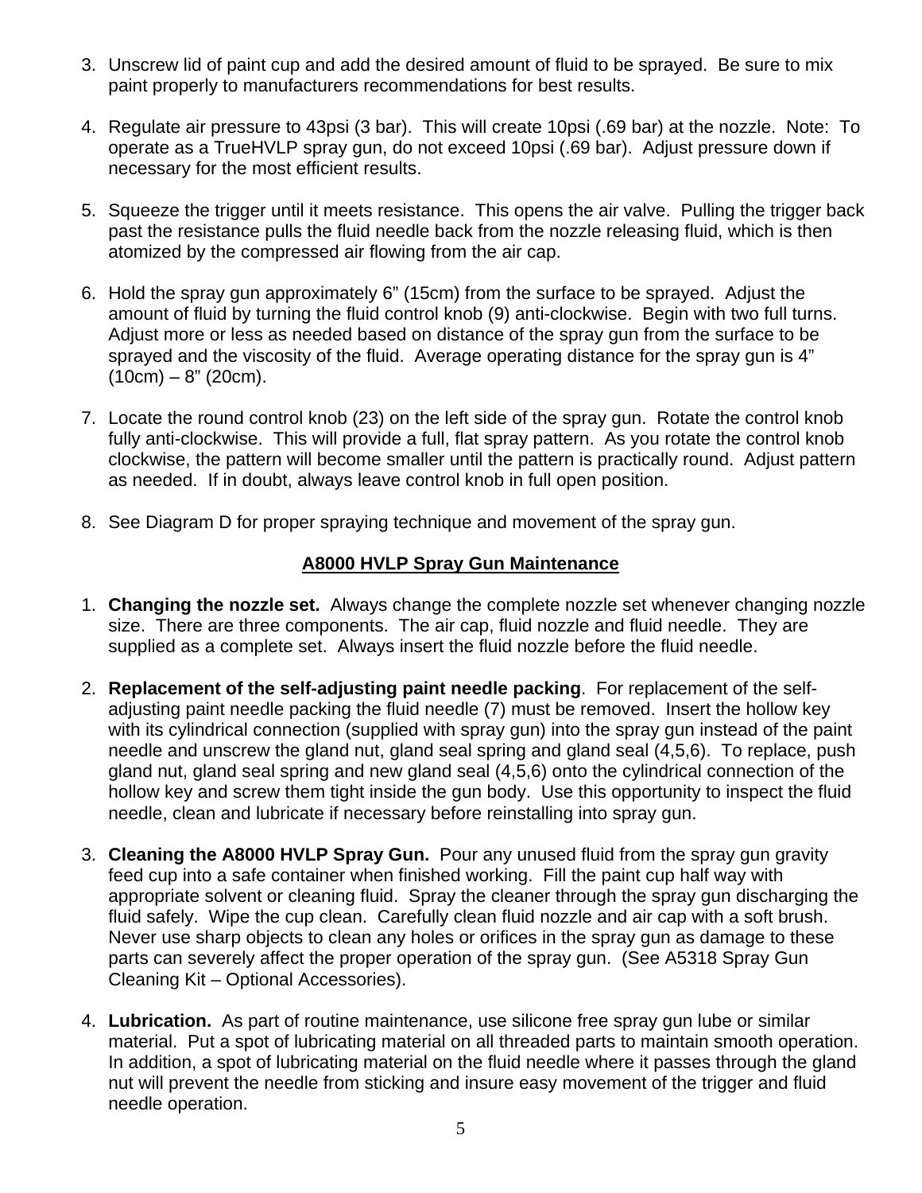3. Unscrew lid of paint cup and add the desired amount of fluid to be sprayed. Be sure to mix paint properly to manufacturers recommendations for best results.

4. Regulate air pressure to 43psi (3 bar). This will create 10psi (.69 bar) at the nozzle. Note: To operate as a TrueHVLP spray gun, do not exceed 10psi (.69 bar). Adjust pressure down if necessary for the most efficient results.

5. Squeeze the trigger until it meets resistance. This opens the air valve. Pulling the trigger back past the resistance pulls the fluid needle back from the nozzle releasing fluid, which is then atomized by the compressed air flowing from the air cap.

6. Hold the spray gun approximately 6" (15cm) from the surface to be sprayed. Adjust the amount of fluid by turning the fluid control knob (9) anti-clockwise. Begin with two full turns. Adjust more or less as needed based on distance of the spray gun from the surface to be sprayed and the viscosity of the fluid. Average operating distance for the spray gun is 4" (10cm) – 8" (20cm).

7. Locate the round control knob (23) on the left side of the spray gun. Rotate the control knob fully anti-clockwise. This will provide a full, flat spray pattern. As you rotate the control knob clockwise, the pattern will become smaller until the pattern is practically round. Adjust pattern as needed. If in doubt, always leave control knob in full open position.

8. See Diagram D for proper spraying technique and movement of the spray gun.

## A8000 HVLP Spray Gun Maintenance

1. **Changing the nozzle set.** Always change the complete nozzle set whenever changing nozzle size. There are three components. The air cap, fluid nozzle and fluid needle. They are supplied as a complete set. Always insert the fluid nozzle before the fluid needle.

2. **Replacement of the self-adjusting paint needle packing**. For replacement of the self-adjusting paint needle packing the fluid needle (7) must be removed. Insert the hollow key with its cylindrical connection (supplied with spray gun) into the spray gun instead of the paint needle and unscrew the gland nut, gland seal spring and gland seal (4,5,6). To replace, push gland nut, gland seal spring and new gland seal (4,5,6) onto the cylindrical connection of the hollow key and screw them tight inside the gun body. Use this opportunity to inspect the fluid needle, clean and lubricate if necessary before reinstalling into spray gun.

3. **Cleaning the A8000 HVLP Spray Gun.** Pour any unused fluid from the spray gun gravity feed cup into a safe container when finished working. Fill the paint cup half way with appropriate solvent or cleaning fluid. Spray the cleaner through the spray gun discharging the fluid safely. Wipe the cup clean. Carefully clean fluid nozzle and air cap with a soft brush. Never use sharp objects to clean any holes or orifices in the spray gun as damage to these parts can severely affect the proper operation of the spray gun. (See A5318 Spray Gun Cleaning Kit – Optional Accessories).

4. **Lubrication.** As part of routine maintenance, use silicone free spray gun lube or similar material. Put a spot of lubricating material on all threaded parts to maintain smooth operation. In addition, a spot of lubricating material on the fluid needle where it passes through the gland nut will prevent the needle from sticking and insure easy movement of the trigger and fluid needle operation.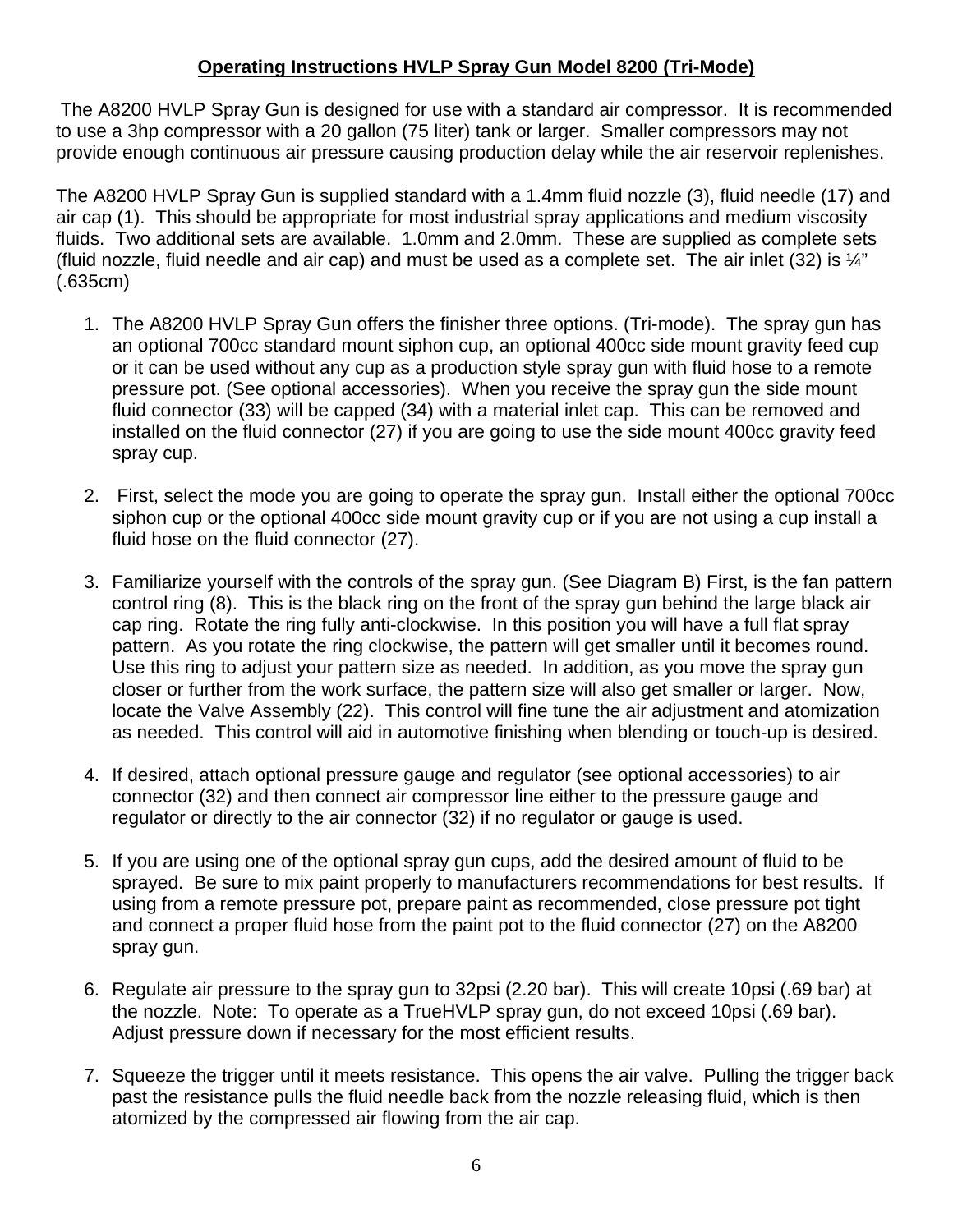## **Operating Instructions HVLP Spray Gun Model 8200 (Tri-Mode)**

The A8200 HVLP Spray Gun is designed for use with a standard air compressor. It is recommended to use a 3hp compressor with a 20 gallon (75 liter) tank or larger. Smaller compressors may not provide enough continuous air pressure causing production delay while the air reservoir replenishes.

The A8200 HVLP Spray Gun is supplied standard with a 1.4mm fluid nozzle (3), fluid needle (17) and air cap (1). This should be appropriate for most industrial spray applications and medium viscosity fluids. Two additional sets are available. 1.0mm and 2.0mm. These are supplied as complete sets (fluid nozzle, fluid needle and air cap) and must be used as a complete set. The air inlet (32) is ¼" (.635cm)

1. The A8200 HVLP Spray Gun offers the finisher three options. (Tri-mode). The spray gun has an optional 700cc standard mount siphon cup, an optional 400cc side mount gravity feed cup or it can be used without any cup as a production style spray gun with fluid hose to a remote pressure pot. (See optional accessories). When you receive the spray gun the side mount fluid connector (33) will be capped (34) with a material inlet cap. This can be removed and installed on the fluid connector (27) if you are going to use the side mount 400cc gravity feed spray cup.

2. First, select the mode you are going to operate the spray gun. Install either the optional 700cc siphon cup or the optional 400cc side mount gravity cup or if you are not using a cup install a fluid hose on the fluid connector (27).

3. Familiarize yourself with the controls of the spray gun. (See Diagram B) First, is the fan pattern control ring (8). This is the black ring on the front of the spray gun behind the large black air cap ring. Rotate the ring fully anti-clockwise. In this position you will have a full flat spray pattern. As you rotate the ring clockwise, the pattern will get smaller until it becomes round. Use this ring to adjust your pattern size as needed. In addition, as you move the spray gun closer or further from the work surface, the pattern size will also get smaller or larger. Now, locate the Valve Assembly (22). This control will fine tune the air adjustment and atomization as needed. This control will aid in automotive finishing when blending or touch-up is desired.

4. If desired, attach optional pressure gauge and regulator (see optional accessories) to air connector (32) and then connect air compressor line either to the pressure gauge and regulator or directly to the air connector (32) if no regulator or gauge is used.

5. If you are using one of the optional spray gun cups, add the desired amount of fluid to be sprayed. Be sure to mix paint properly to manufacturers recommendations for best results. If using from a remote pressure pot, prepare paint as recommended, close pressure pot tight and connect a proper fluid hose from the paint pot to the fluid connector (27) on the A8200 spray gun.

6. Regulate air pressure to the spray gun to 32psi (2.20 bar). This will create 10psi (.69 bar) at the nozzle. Note: To operate as a TrueHVLP spray gun, do not exceed 10psi (.69 bar). Adjust pressure down if necessary for the most efficient results.

7. Squeeze the trigger until it meets resistance. This opens the air valve. Pulling the trigger back past the resistance pulls the fluid needle back from the nozzle releasing fluid, which is then atomized by the compressed air flowing from the air cap.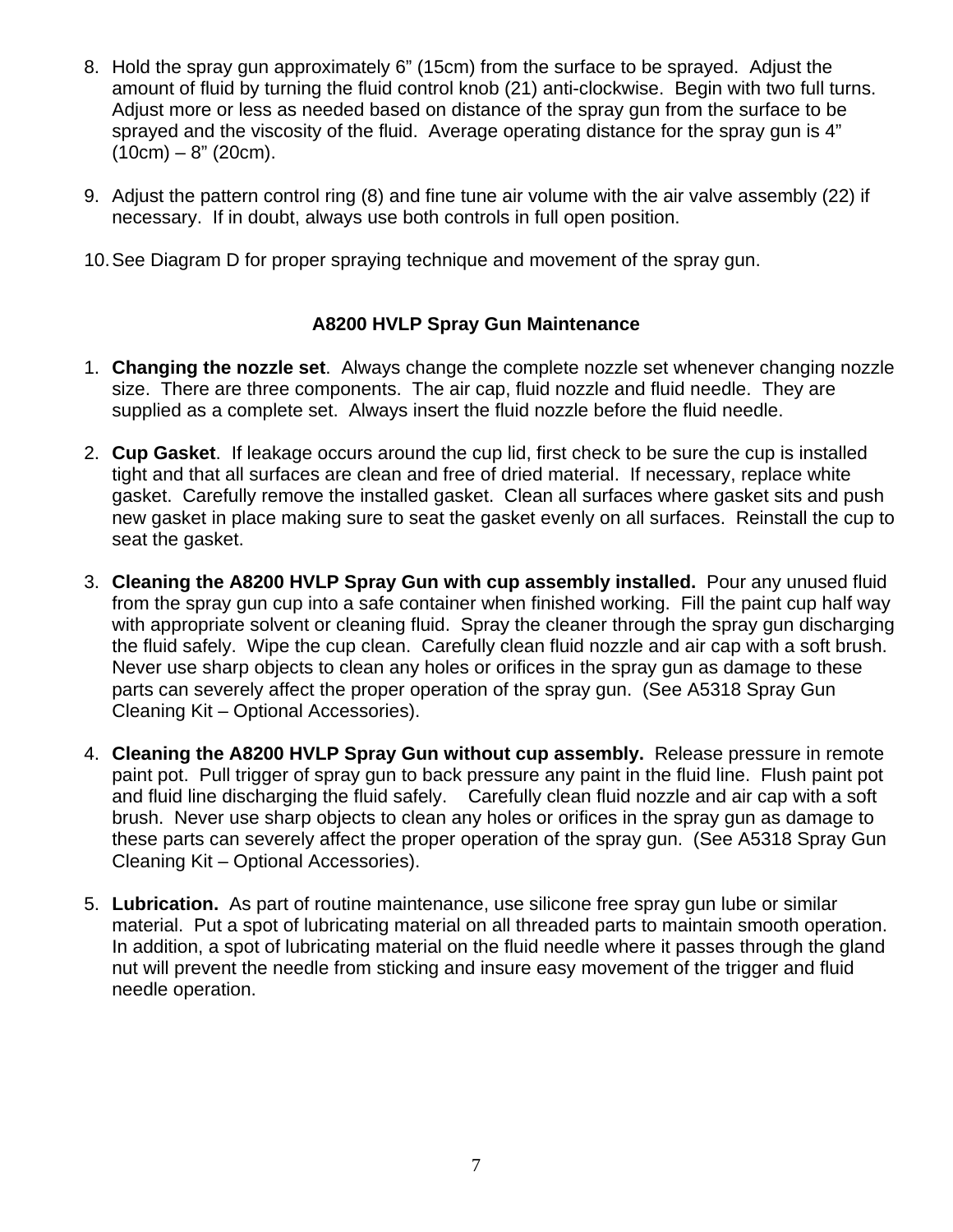8. Hold the spray gun approximately 6" (15cm) from the surface to be sprayed. Adjust the amount of fluid by turning the fluid control knob (21) anti-clockwise. Begin with two full turns. Adjust more or less as needed based on distance of the spray gun from the surface to be sprayed and the viscosity of the fluid. Average operating distance for the spray gun is 4" (10cm) – 8" (20cm).

9. Adjust the pattern control ring (8) and fine tune air volume with the air valve assembly (22) if necessary. If in doubt, always use both controls in full open position.

10. See Diagram D for proper spraying technique and movement of the spray gun.

## A8200 HVLP Spray Gun Maintenance

1. **Changing the nozzle set**. Always change the complete nozzle set whenever changing nozzle size. There are three components. The air cap, fluid nozzle and fluid needle. They are supplied as a complete set. Always insert the fluid nozzle before the fluid needle.

2. **Cup Gasket**. If leakage occurs around the cup lid, first check to be sure the cup is installed tight and that all surfaces are clean and free of dried material. If necessary, replace white gasket. Carefully remove the installed gasket. Clean all surfaces where gasket sits and push new gasket in place making sure to seat the gasket evenly on all surfaces. Reinstall the cup to seat the gasket.

3. **Cleaning the A8200 HVLP Spray Gun with cup assembly installed.** Pour any unused fluid from the spray gun cup into a safe container when finished working. Fill the paint cup half way with appropriate solvent or cleaning fluid. Spray the cleaner through the spray gun discharging the fluid safely. Wipe the cup clean. Carefully clean fluid nozzle and air cap with a soft brush. Never use sharp objects to clean any holes or orifices in the spray gun as damage to these parts can severely affect the proper operation of the spray gun. (See A5318 Spray Gun Cleaning Kit – Optional Accessories).

4. **Cleaning the A8200 HVLP Spray Gun without cup assembly.** Release pressure in remote paint pot. Pull trigger of spray gun to back pressure any paint in the fluid line. Flush paint pot and fluid line discharging the fluid safely. Carefully clean fluid nozzle and air cap with a soft brush. Never use sharp objects to clean any holes or orifices in the spray gun as damage to these parts can severely affect the proper operation of the spray gun. (See A5318 Spray Gun Cleaning Kit – Optional Accessories).

5. **Lubrication.** As part of routine maintenance, use silicone free spray gun lube or similar material. Put a spot of lubricating material on all threaded parts to maintain smooth operation. In addition, a spot of lubricating material on the fluid needle where it passes through the gland nut will prevent the needle from sticking and insure easy movement of the trigger and fluid needle operation.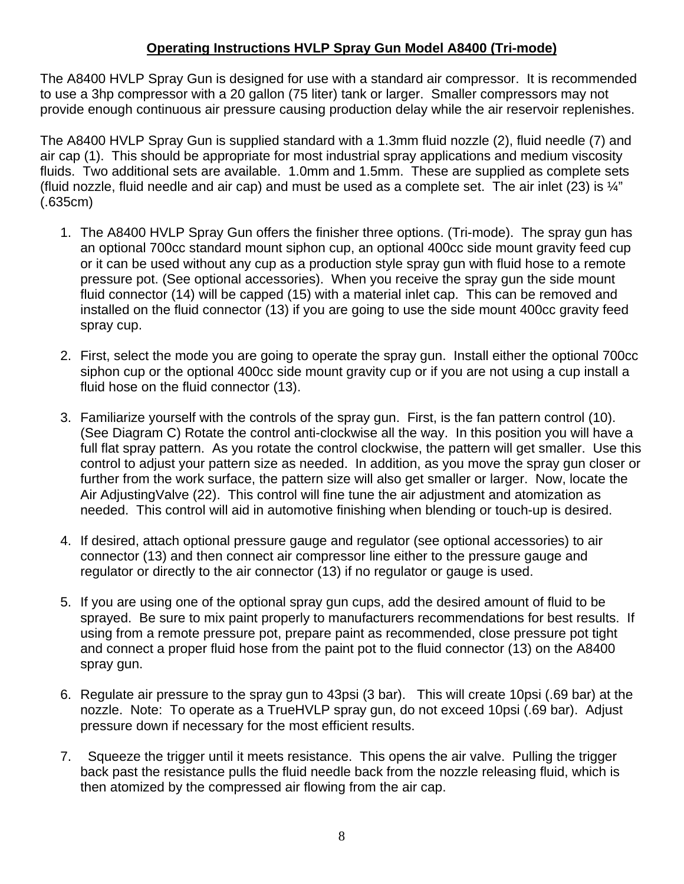**Operating Instructions HVLP Spray Gun Model A8400 (Tri-mode)**

The A8400 HVLP Spray Gun is designed for use with a standard air compressor. It is recommended to use a 3hp compressor with a 20 gallon (75 liter) tank or larger. Smaller compressors may not provide enough continuous air pressure causing production delay while the air reservoir replenishes.

The A8400 HVLP Spray Gun is supplied standard with a 1.3mm fluid nozzle (2), fluid needle (7) and air cap (1). This should be appropriate for most industrial spray applications and medium viscosity fluids. Two additional sets are available. 1.0mm and 1.5mm. These are supplied as complete sets (fluid nozzle, fluid needle and air cap) and must be used as a complete set. The air inlet (23) is ¼" (.635cm)

1. The A8400 HVLP Spray Gun offers the finisher three options. (Tri-mode). The spray gun has an optional 700cc standard mount siphon cup, an optional 400cc side mount gravity feed cup or it can be used without any cup as a production style spray gun with fluid hose to a remote pressure pot. (See optional accessories). When you receive the spray gun the side mount fluid connector (14) will be capped (15) with a material inlet cap. This can be removed and installed on the fluid connector (13) if you are going to use the side mount 400cc gravity feed spray cup.

2. First, select the mode you are going to operate the spray gun. Install either the optional 700cc siphon cup or the optional 400cc side mount gravity cup or if you are not using a cup install a fluid hose on the fluid connector (13).

3. Familiarize yourself with the controls of the spray gun. First, is the fan pattern control (10). (See Diagram C) Rotate the control anti-clockwise all the way. In this position you will have a full flat spray pattern. As you rotate the control clockwise, the pattern will get smaller. Use this control to adjust your pattern size as needed. In addition, as you move the spray gun closer or further from the work surface, the pattern size will also get smaller or larger. Now, locate the Air AdjustingValve (22). This control will fine tune the air adjustment and atomization as needed. This control will aid in automotive finishing when blending or touch-up is desired.

4. If desired, attach optional pressure gauge and regulator (see optional accessories) to air connector (13) and then connect air compressor line either to the pressure gauge and regulator or directly to the air connector (13) if no regulator or gauge is used.

5. If you are using one of the optional spray gun cups, add the desired amount of fluid to be sprayed. Be sure to mix paint properly to manufacturers recommendations for best results. If using from a remote pressure pot, prepare paint as recommended, close pressure pot tight and connect a proper fluid hose from the paint pot to the fluid connector (13) on the A8400 spray gun.

6. Regulate air pressure to the spray gun to 43psi (3 bar). This will create 10psi (.69 bar) at the nozzle. Note: To operate as a TrueHVLP spray gun, do not exceed 10psi (.69 bar). Adjust pressure down if necessary for the most efficient results.

7. Squeeze the trigger until it meets resistance. This opens the air valve. Pulling the trigger back past the resistance pulls the fluid needle back from the nozzle releasing fluid, which is then atomized by the compressed air flowing from the air cap.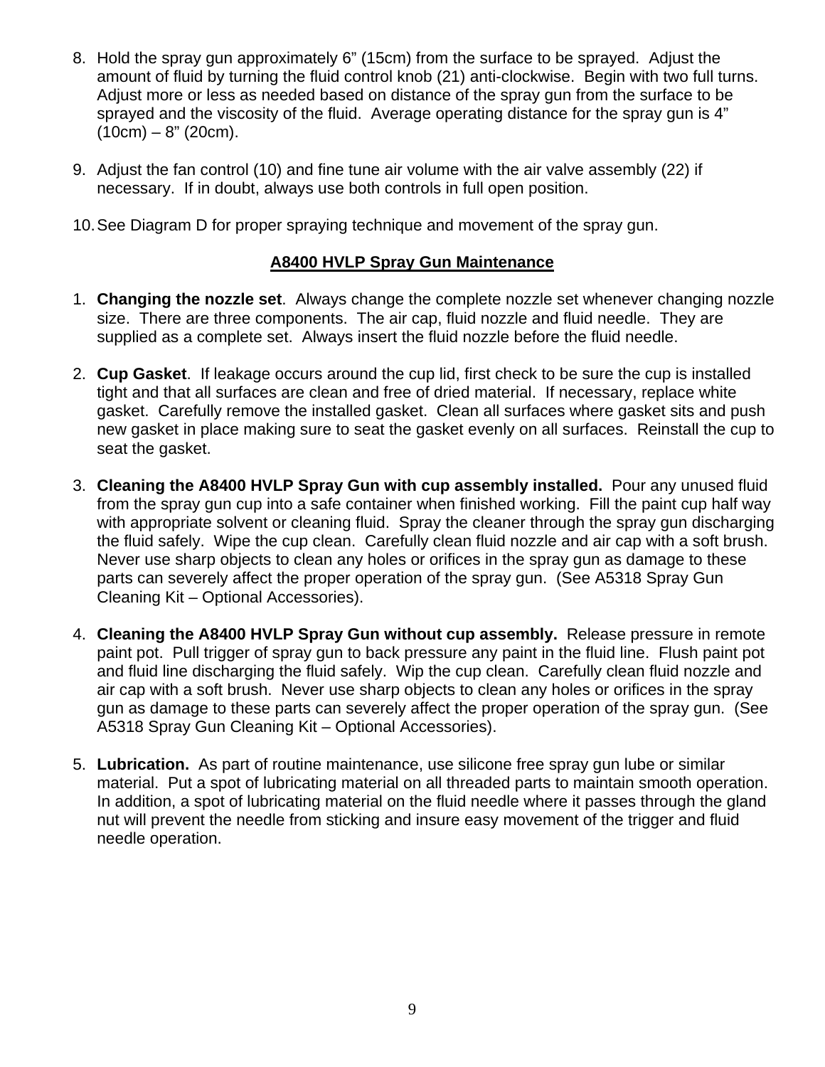8. Hold the spray gun approximately 6" (15cm) from the surface to be sprayed. Adjust the amount of fluid by turning the fluid control knob (21) anti-clockwise. Begin with two full turns. Adjust more or less as needed based on distance of the spray gun from the surface to be sprayed and the viscosity of the fluid. Average operating distance for the spray gun is 4" (10cm) – 8" (20cm).

9. Adjust the fan control (10) and fine tune air volume with the air valve assembly (22) if necessary. If in doubt, always use both controls in full open position.

10. See Diagram D for proper spraying technique and movement of the spray gun.

## A8400 HVLP Spray Gun Maintenance

1. **Changing the nozzle set**. Always change the complete nozzle set whenever changing nozzle size. There are three components. The air cap, fluid nozzle and fluid needle. They are supplied as a complete set. Always insert the fluid nozzle before the fluid needle.

2. **Cup Gasket**. If leakage occurs around the cup lid, first check to be sure the cup is installed tight and that all surfaces are clean and free of dried material. If necessary, replace white gasket. Carefully remove the installed gasket. Clean all surfaces where gasket sits and push new gasket in place making sure to seat the gasket evenly on all surfaces. Reinstall the cup to seat the gasket.

3. **Cleaning the A8400 HVLP Spray Gun with cup assembly installed.** Pour any unused fluid from the spray gun cup into a safe container when finished working. Fill the paint cup half way with appropriate solvent or cleaning fluid. Spray the cleaner through the spray gun discharging the fluid safely. Wipe the cup clean. Carefully clean fluid nozzle and air cap with a soft brush. Never use sharp objects to clean any holes or orifices in the spray gun as damage to these parts can severely affect the proper operation of the spray gun. (See A5318 Spray Gun Cleaning Kit – Optional Accessories).

4. **Cleaning the A8400 HVLP Spray Gun without cup assembly.** Release pressure in remote paint pot. Pull trigger of spray gun to back pressure any paint in the fluid line. Flush paint pot and fluid line discharging the fluid safely. Wip the cup clean. Carefully clean fluid nozzle and air cap with a soft brush. Never use sharp objects to clean any holes or orifices in the spray gun as damage to these parts can severely affect the proper operation of the spray gun. (See A5318 Spray Gun Cleaning Kit – Optional Accessories).

5. **Lubrication.** As part of routine maintenance, use silicone free spray gun lube or similar material. Put a spot of lubricating material on all threaded parts to maintain smooth operation. In addition, a spot of lubricating material on the fluid needle where it passes through the gland nut will prevent the needle from sticking and insure easy movement of the trigger and fluid needle operation.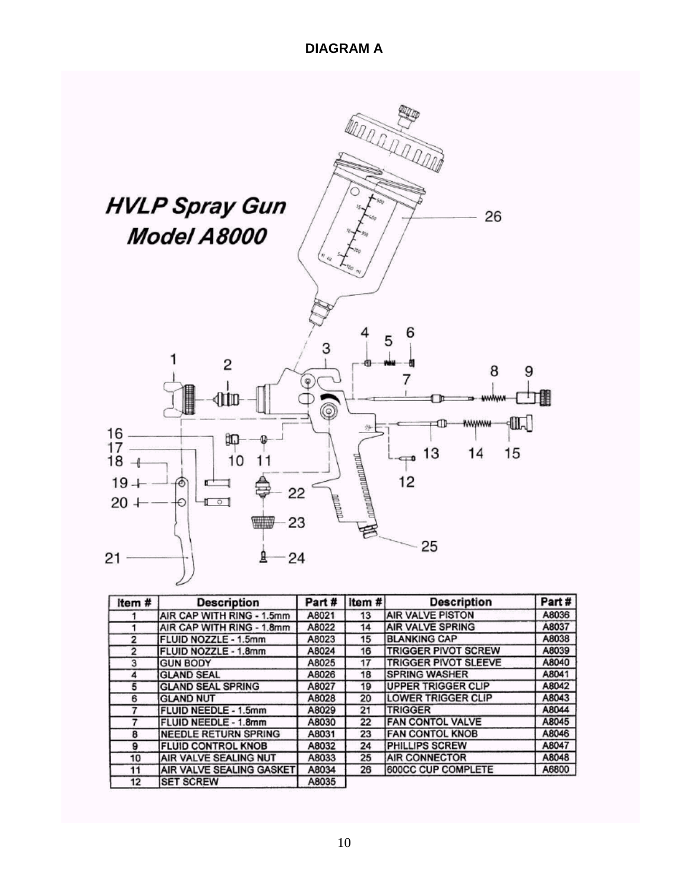## DIAGRAM A

*HVLP Spray Gun*
*Model A8000*

| Item # | Description | Part # | Item # | Description | Part # |
|---|---|---|---|---|---|
| 1 | AIR CAP WITH RING - 1.5mm | A8021 | 13 | AIR VALVE PISTON | A8036 |
| 1 | AIR CAP WITH RING - 1.8mm | A8022 | 14 | AIR VALVE SPRING | A8037 |
| 2 | FLUID NOZZLE - 1.5mm | A8023 | 15 | BLANKING CAP | A8038 |
| 2 | FLUID NOZZLE - 1.8mm | A8024 | 16 | TRIGGER PIVOT SCREW | A8039 |
| 3 | GUN BODY | A8025 | 17 | TRIGGER PIVOT SLEEVE | A8040 |
| 4 | GLAND SEAL | A8026 | 18 | SPRING WASHER | A8041 |
| 5 | GLAND SEAL SPRING | A8027 | 19 | UPPER TRIGGER CLIP | A8042 |
| 6 | GLAND NUT | A8028 | 20 | LOWER TRIGGER CLIP | A8043 |
| 7 | FLUID NEEDLE - 1.5mm | A8029 | 21 | TRIGGER | A8044 |
| 7 | FLUID NEEDLE - 1.8mm | A8030 | 22 | FAN CONTOL VALVE | A8045 |
| 8 | NEEDLE RETURN SPRING | A8031 | 23 | FAN CONTOL KNOB | A8046 |
| 9 | FLUID CONTROL KNOB | A8032 | 24 | PHILLIPS SCREW | A8047 |
| 10 | AIR VALVE SEALING NUT | A8033 | 25 | AIR CONNECTOR | A8048 |
| 11 | AIR VALVE SEALING GASKET | A8034 | 26 | 600CC CUP COMPLETE | A6800 |
| 12 | SET SCREW | A8035 | | | |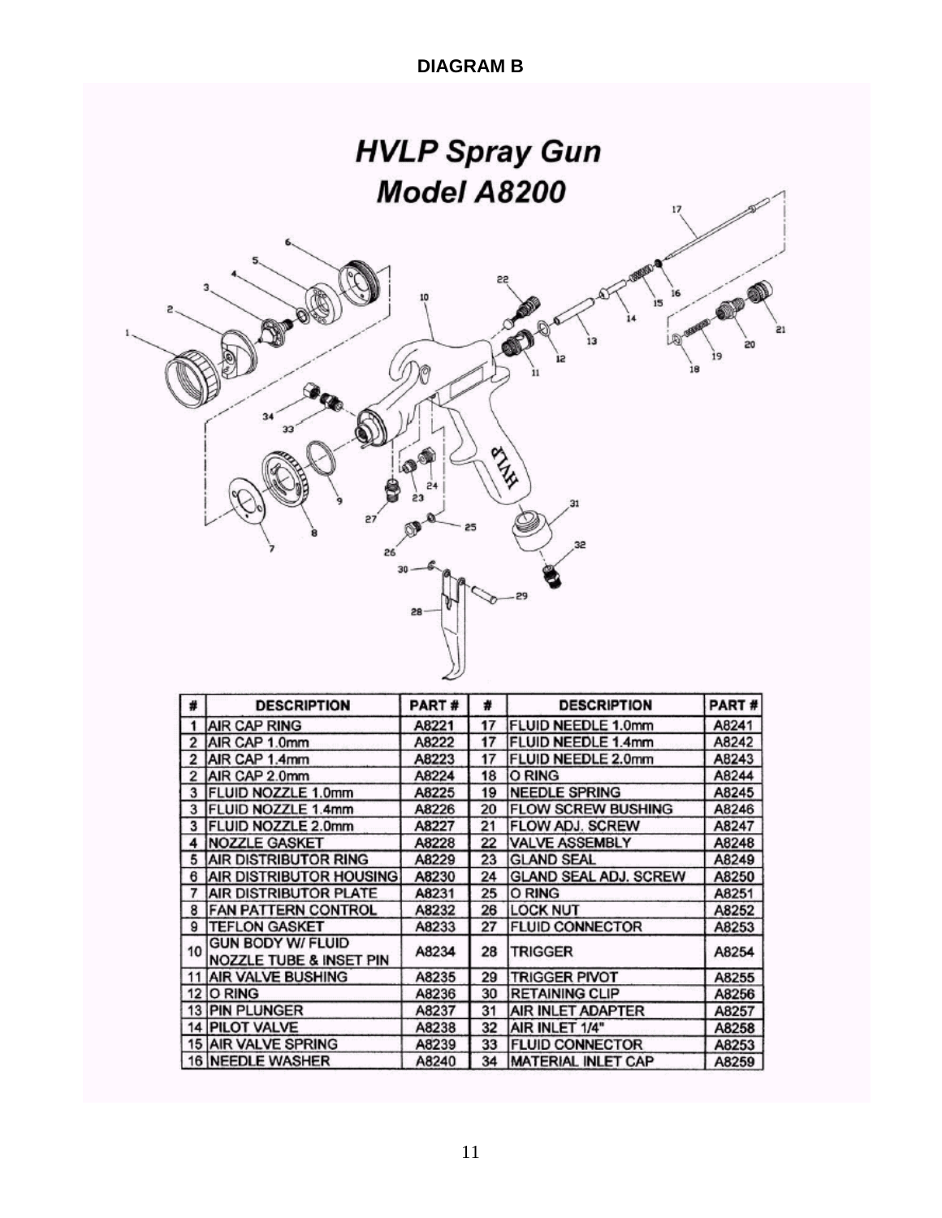**DIAGRAM B**

# HVLP Spray Gun
## Model A8200

| # | DESCRIPTION | PART # | # | DESCRIPTION | PART # |
|---|---|---|---|---|---|
| 1 | AIR CAP RING | A8221 | 17 | FLUID NEEDLE 1.0mm | A8241 |
| 2 | AIR CAP 1.0mm | A8222 | 17 | FLUID NEEDLE 1.4mm | A8242 |
| 2 | AIR CAP 1.4mm | A8223 | 17 | FLUID NEEDLE 2.0mm | A8243 |
| 2 | AIR CAP 2.0mm | A8224 | 18 | O RING | A8244 |
| 3 | FLUID NOZZLE 1.0mm | A8225 | 19 | NEEDLE SPRING | A8245 |
| 3 | FLUID NOZZLE 1.4mm | A8226 | 20 | FLOW SCREW BUSHING | A8246 |
| 3 | FLUID NOZZLE 2.0mm | A8227 | 21 | FLOW ADJ. SCREW | A8247 |
| 4 | NOZZLE GASKET | A8228 | 22 | VALVE ASSEMBLY | A8248 |
| 5 | AIR DISTRIBUTOR RING | A8229 | 23 | GLAND SEAL | A8249 |
| 6 | AIR DISTRIBUTOR HOUSING | A8230 | 24 | GLAND SEAL ADJ. SCREW | A8250 |
| 7 | AIR DISTRIBUTOR PLATE | A8231 | 25 | O RING | A8251 |
| 8 | FAN PATTERN CONTROL | A8232 | 26 | LOCK NUT | A8252 |
| 9 | TEFLON GASKET | A8233 | 27 | FLUID CONNECTOR | A8253 |
| 10 | GUN BODY W/ FLUID NOZZLE TUBE & INSET PIN | A8234 | 28 | TRIGGER | A8254 |
| 11 | AIR VALVE BUSHING | A8235 | 29 | TRIGGER PIVOT | A8255 |
| 12 | O RING | A8236 | 30 | RETAINING CLIP | A8256 |
| 13 | PIN PLUNGER | A8237 | 31 | AIR INLET ADAPTER | A8257 |
| 14 | PILOT VALVE | A8238 | 32 | AIR INLET 1/4" | A8258 |
| 15 | AIR VALVE SPRING | A8239 | 33 | FLUID CONNECTOR | A8253 |
| 16 | NEEDLE WASHER | A8240 | 34 | MATERIAL INLET CAP | A8259 |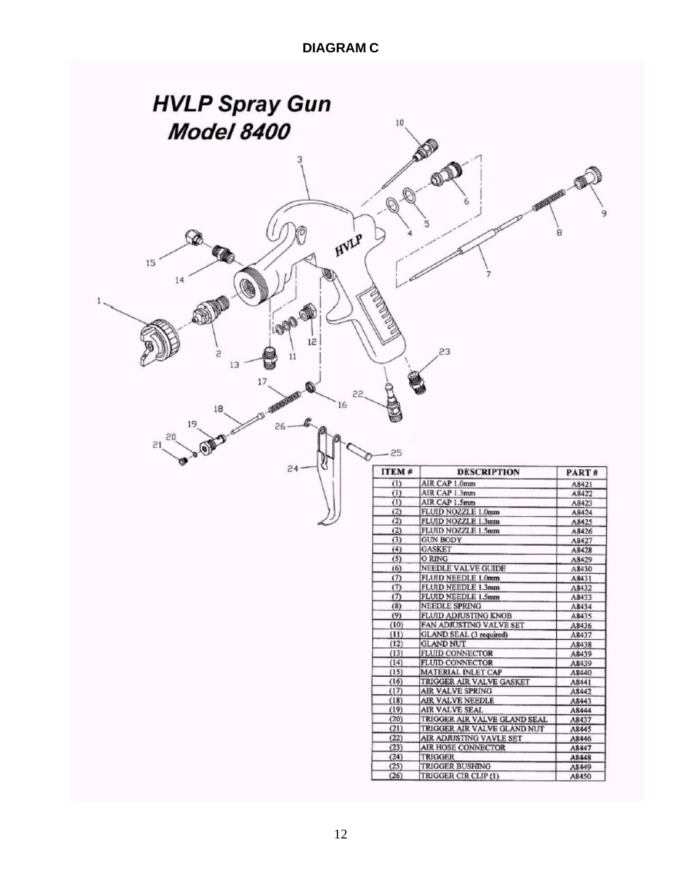**DIAGRAM C**

## HVLP Spray Gun Model 8400

| ITEM # | DESCRIPTION | PART # |
|---|---|---|
| (1) | AIR CAP 1.0mm | A8421 |
| (1) | AIR CAP 1.3mm | A8422 |
| (1) | AIR CAP 1.5mm | A8423 |
| (2) | FLUID NOZZLE 1.0mm | A8424 |
| (2) | FLUID NOZZLE 1.3mm | A8425 |
| (2) | FLUID NOZZLE 1.5mm | A8426 |
| (3) | GUN BODY | A8427 |
| (4) | GASKET | A8428 |
| (5) | O RING | A8429 |
| (6) | NEEDLE VALVE GUIDE | A8430 |
| (7) | FLUID NEEDLE 1.0mm | A8431 |
| (7) | FLUID NEEDLE 1.3mm | A8432 |
| (7) | FLUID NEEDLE 1.5mm | A8433 |
| (8) | NEEDLE SPRING | A8434 |
| (9) | FLUID ADJUSTING KNOB | A8435 |
| (10) | FAN ADJUSTING VALVE SET | A8436 |
| (11) | GLAND SEAL (3 required) | A8437 |
| (12) | GLAND NUT | A8438 |
| (13) | FLUID CONNECTOR | A8439 |
| (14) | FLUID CONNECTOR | A8439 |
| (15) | MATERIAL INLET CAP | A8440 |
| (16) | TRIGGER AIR VALVE GASKET | A8441 |
| (17) | AIR VALVE SPRING | A8442 |
| (18) | AIR VALVE NEEDLE | A8443 |
| (19) | AIR VALVE SEAL | A8444 |
| (20) | TRIGGER AIR VALVE GLAND SEAL | A8437 |
| (21) | TRIGGER AIR VALVE GLAND NUT | A8445 |
| (22) | AIR ADJUSTING VAVLE SET | A8446 |
| (23) | AIR HOSE CONNECTOR | A8447 |
| (24) | TRIGGER | A8448 |
| (25) | TRIGGER BUSHING | A8449 |
| (26) | TRIGGER CIR CLIP (1) | A8450 |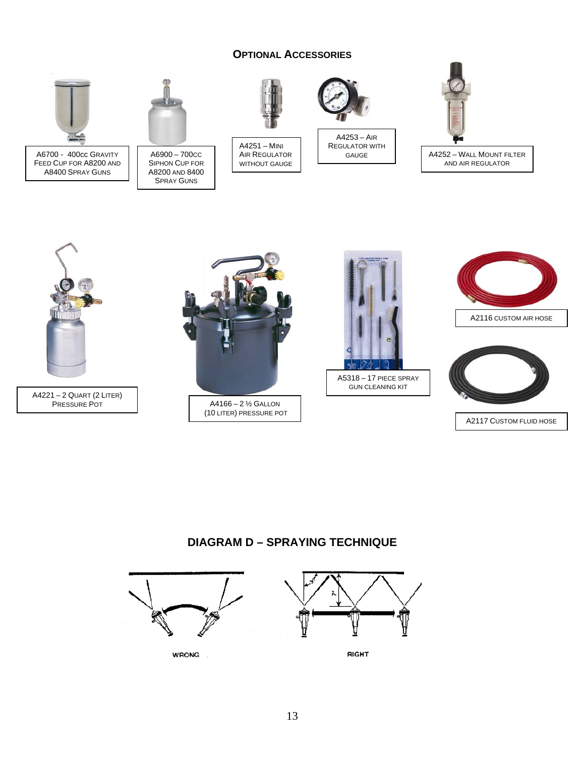## Optional Accessories

A6700 - 400cc Gravity Feed Cup for A8200 and A8400 Spray Guns

A6900 – 700cc Siphon Cup for A8200 and 8400 Spray Guns

A4251 – Mini Air Regulator without Gauge

A4253 – Air Regulator with Gauge

A4252 – Wall Mount Filter and Air Regulator

A4221 – 2 Quart (2 Liter) Pressure Pot

A4166 – 2 ½ Gallon (10 Liter) Pressure Pot

A5318 – 17 Piece Spray Gun Cleaning Kit

A2116 Custom Air Hose

A2117 Custom Fluid Hose

## DIAGRAM D – SPRAYING TECHNIQUE

WRONG

RIGHT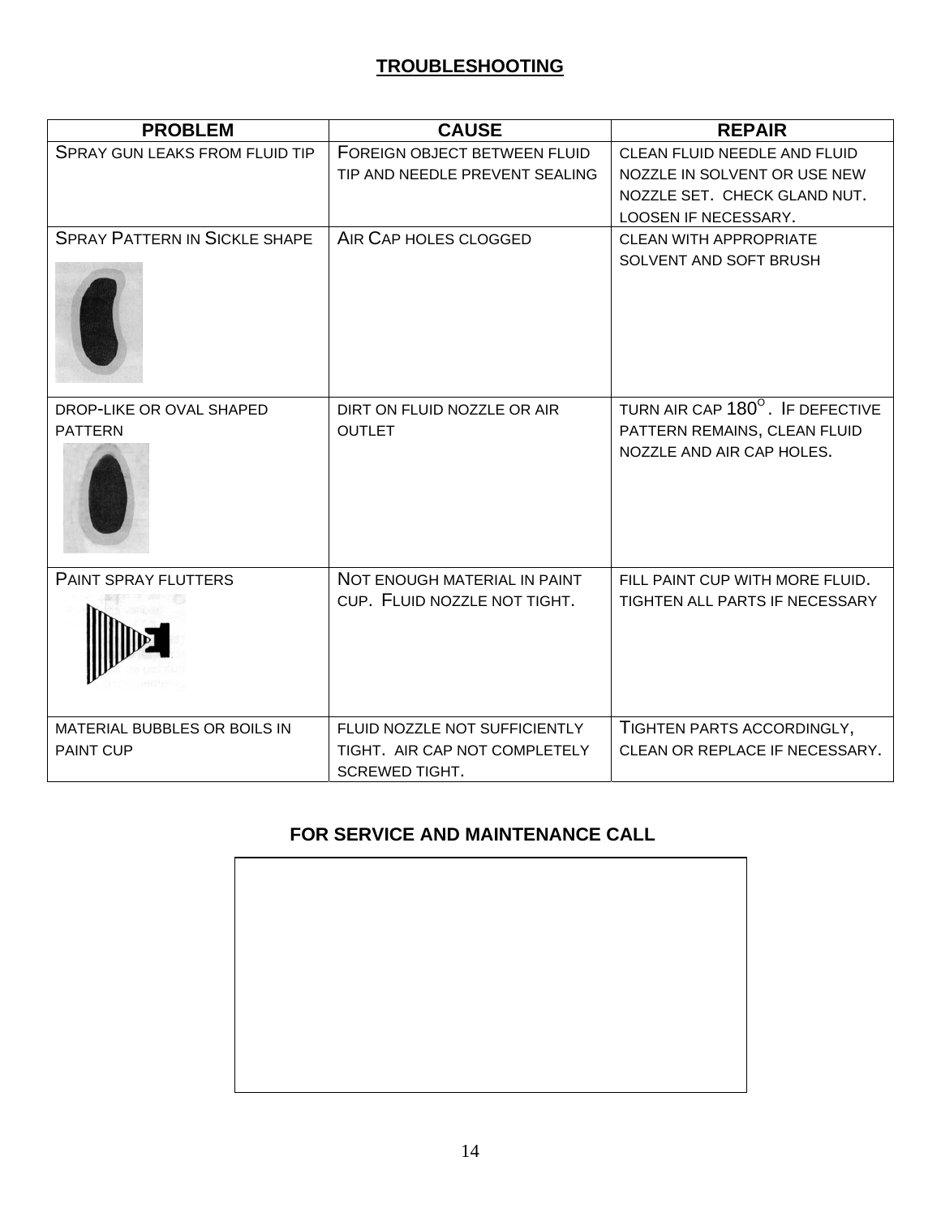## TROUBLESHOOTING

| PROBLEM | CAUSE | REPAIR |
|---|---|---|
| SPRAY GUN LEAKS FROM FLUID TIP | FOREIGN OBJECT BETWEEN FLUID TIP AND NEEDLE PREVENT SEALING | CLEAN FLUID NEEDLE AND FLUID NOZZLE IN SOLVENT OR USE NEW NOZZLE SET. CHECK GLAND NUT. LOOSEN IF NECESSARY. |
| SPRAY PATTERN IN SICKLE SHAPE | AIR CAP HOLES CLOGGED | CLEAN WITH APPROPRIATE SOLVENT AND SOFT BRUSH |
| DROP-LIKE OR OVAL SHAPED PATTERN | DIRT ON FLUID NOZZLE OR AIR OUTLET | TURN AIR CAP 180°. IF DEFECTIVE PATTERN REMAINS, CLEAN FLUID NOZZLE AND AIR CAP HOLES. |
| PAINT SPRAY FLUTTERS | NOT ENOUGH MATERIAL IN PAINT CUP. FLUID NOZZLE NOT TIGHT. | FILL PAINT CUP WITH MORE FLUID. TIGHTEN ALL PARTS IF NECESSARY |
| MATERIAL BUBBLES OR BOILS IN PAINT CUP | FLUID NOZZLE NOT SUFFICIENTLY TIGHT. AIR CAP NOT COMPLETELY SCREWED TIGHT. | TIGHTEN PARTS ACCORDINGLY, CLEAN OR REPLACE IF NECESSARY. |

**FOR SERVICE AND MAINTENANCE CALL**